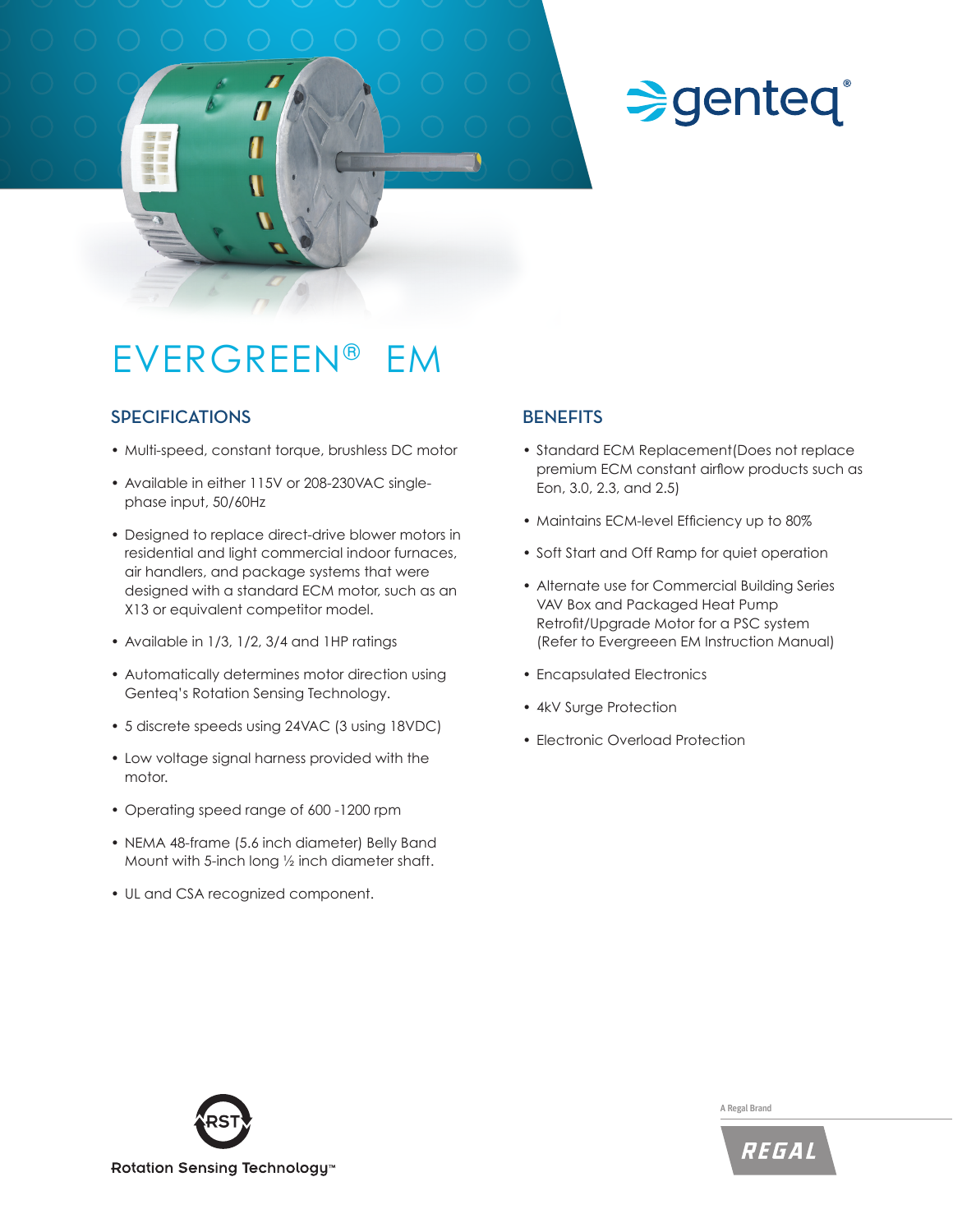# EVERGREEN® EM

## SPECIFICATIONS

- Multi-speed, constant torque, brushless DC motor
- Available in either 115V or 208-230VAC single-phase input, 50/60Hz
- Designed to replace direct-drive blower motors in residential and light commercial indoor furnaces, air handlers, and package systems that were designed with a standard ECM motor, such as an X13 or equivalent competitor model.
- Available in 1/3, 1/2, 3/4 and 1HP ratings
- Automatically determines motor direction using Genteq's Rotation Sensing Technology.
- 5 discrete speeds using 24VAC (3 using 18VDC)
- Low voltage signal harness provided with the motor.
- Operating speed range of 600 -1200 rpm
- NEMA 48-frame (5.6 inch diameter) Belly Band Mount with 5-inch long ½ inch diameter shaft.
- UL and CSA recognized component.

## BENEFITS

- Standard ECM Replacement(Does not replace premium ECM constant airflow products such as Eon, 3.0, 2.3, and 2.5)
- Maintains ECM-level Efficiency up to 80%
- Soft Start and Off Ramp for quiet operation
- Alternate use for Commercial Building Series VAV Box and Packaged Heat Pump Retrofit/Upgrade Motor for a PSC system (Refer to Evergreeen EM Instruction Manual)
- Encapsulated Electronics
- 4kV Surge Protection
- Electronic Overload Protection

Rotation Sensing Technology™

A Regal Brand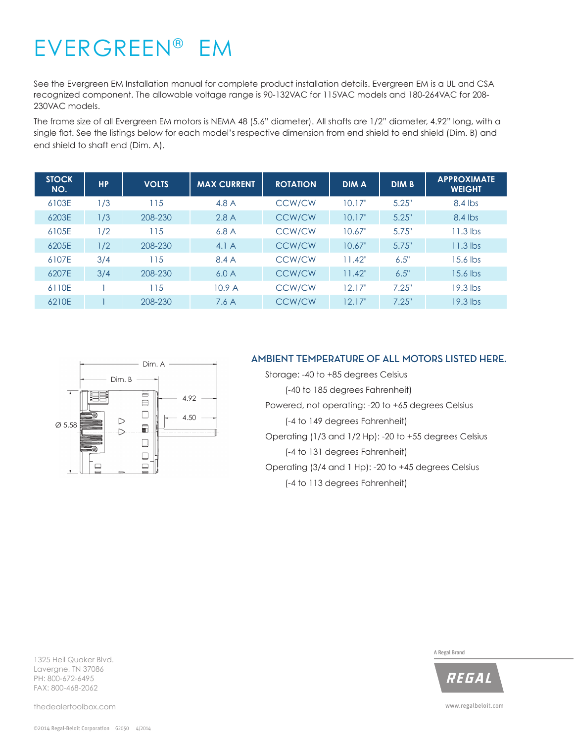# EVERGREEN® EM

See the Evergreen EM Installation manual for complete product installation details. Evergreen EM is a UL and CSA recognized component. The allowable voltage range is 90-132VAC for 115VAC models and 180-264VAC for 208-230VAC models.

The frame size of all Evergreen EM motors is NEMA 48 (5.6" diameter). All shafts are 1/2" diameter, 4.92" long, with a single flat. See the listings below for each model's respective dimension from end shield to end shield (Dim. B) and end shield to shaft end (Dim. A).

| STOCK NO. | HP | VOLTS | MAX CURRENT | ROTATION | DIM A | DIM B | APPROXIMATE WEIGHT |
|---|---|---|---|---|---|---|---|
| 6103E | 1/3 | 115 | 4.8 A | CCW/CW | 10.17" | 5.25" | 8.4 lbs |
| 6203E | 1/3 | 208-230 | 2.8 A | CCW/CW | 10.17" | 5.25" | 8.4 lbs |
| 6105E | 1/2 | 115 | 6.8 A | CCW/CW | 10.67" | 5.75" | 11.3 lbs |
| 6205E | 1/2 | 208-230 | 4.1 A | CCW/CW | 10.67" | 5.75" | 11.3 lbs |
| 6107E | 3/4 | 115 | 8.4 A | CCW/CW | 11.42" | 6.5" | 15.6 lbs |
| 6207E | 3/4 | 208-230 | 6.0 A | CCW/CW | 11.42" | 6.5" | 15.6 lbs |
| 6110E | 1 | 115 | 10.9 A | CCW/CW | 12.17" | 7.25" | 19.3 lbs |
| 6210E | 1 | 208-230 | 7.6 A | CCW/CW | 12.17" | 7.25" | 19.3 lbs |

Dim. A
Dim. B
4.92
4.50
Ø 5.58

### AMBIENT TEMPERATURE OF ALL MOTORS LISTED HERE.

Storage: -40 to +85 degrees Celsius
(-40 to 185 degrees Fahrenheit)

Powered, not operating: -20 to +65 degrees Celsius
(-4 to 149 degrees Fahrenheit)

Operating (1/3 and 1/2 Hp): -20 to +55 degrees Celsius
(-4 to 131 degrees Fahrenheit)

Operating (3/4 and 1 Hp): -20 to +45 degrees Celsius
(-4 to 113 degrees Fahrenheit)

1325 Heil Quaker Blvd.
Lavergne, TN 37086
PH: 800-672-6495
FAX: 800-468-2062

thedealertoolbox.com

A Regal Brand

REGAL

www.regalbeloit.com

©2014 Regal-Beloit Corporation G2050 4/2014